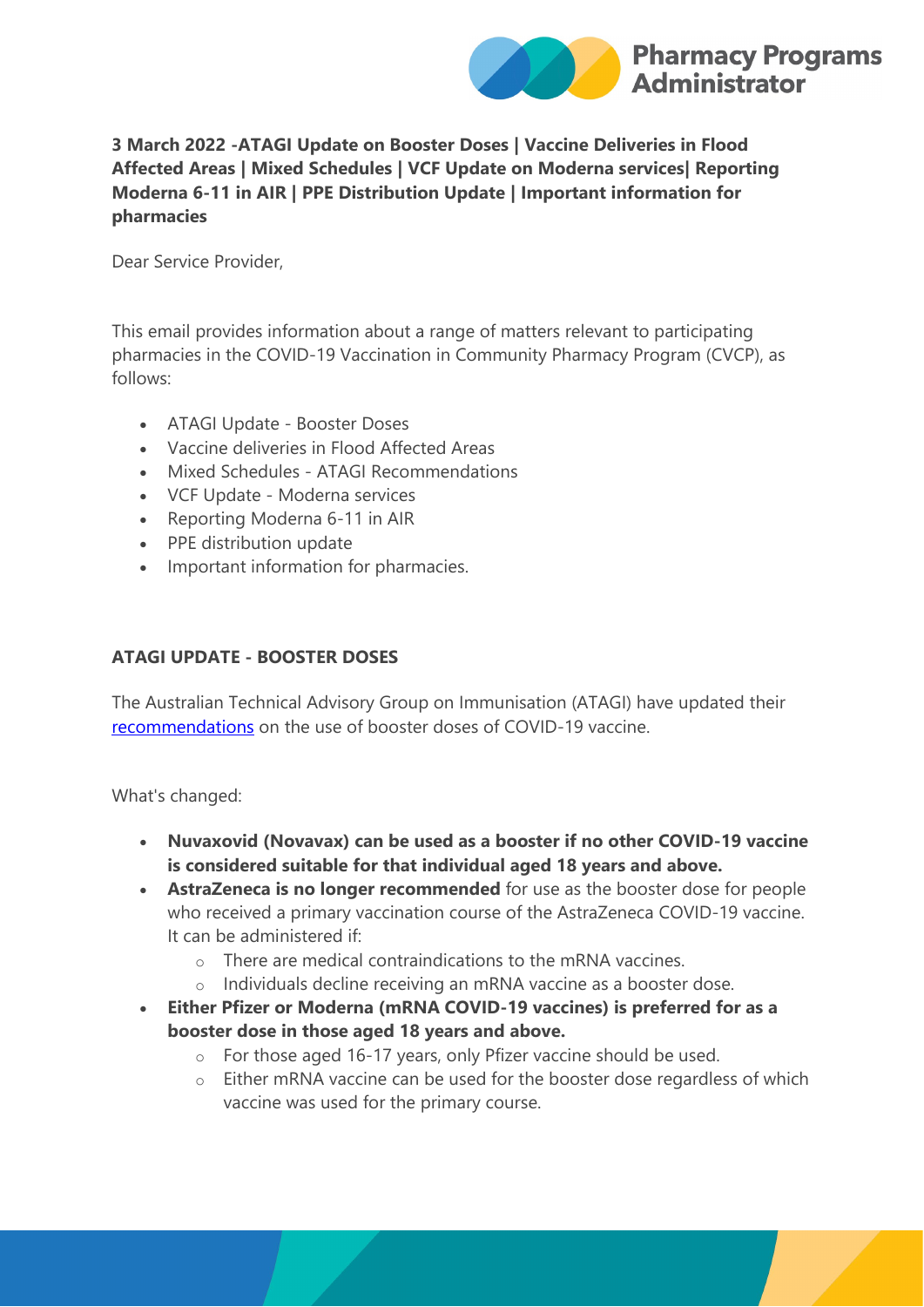**3 March 2022 -ATAGI Update on Booster Doses | Vaccine Deliveries in Flood Affected Areas | Mixed Schedules | VCF Update on Moderna services| Reporting Moderna 6-11 in AIR | PPE Distribution Update | Important information for pharmacies**

Dear Service Provider,

This email provides information about a range of matters relevant to participating pharmacies in the COVID-19 Vaccination in Community Pharmacy Program (CVCP), as follows:

- ATAGI Update - Booster Doses
- Vaccine deliveries in Flood Affected Areas
- Mixed Schedules - ATAGI Recommendations
- VCF Update - Moderna services
- Reporting Moderna 6-11 in AIR
- PPE distribution update
- Important information for pharmacies.

## ATAGI UPDATE - BOOSTER DOSES

The Australian Technical Advisory Group on Immunisation (ATAGI) have updated their recommendations on the use of booster doses of COVID-19 vaccine.

What's changed:

- **Nuvaxovid (Novavax) can be used as a booster if no other COVID-19 vaccine is considered suitable for that individual aged 18 years and above.**
- **AstraZeneca is no longer recommended** for use as the booster dose for people who received a primary vaccination course of the AstraZeneca COVID-19 vaccine. It can be administered if:
  - There are medical contraindications to the mRNA vaccines.
  - Individuals decline receiving an mRNA vaccine as a booster dose.
- **Either Pfizer or Moderna (mRNA COVID-19 vaccines) is preferred for as a booster dose in those aged 18 years and above.**
  - For those aged 16-17 years, only Pfizer vaccine should be used.
  - Either mRNA vaccine can be used for the booster dose regardless of which vaccine was used for the primary course.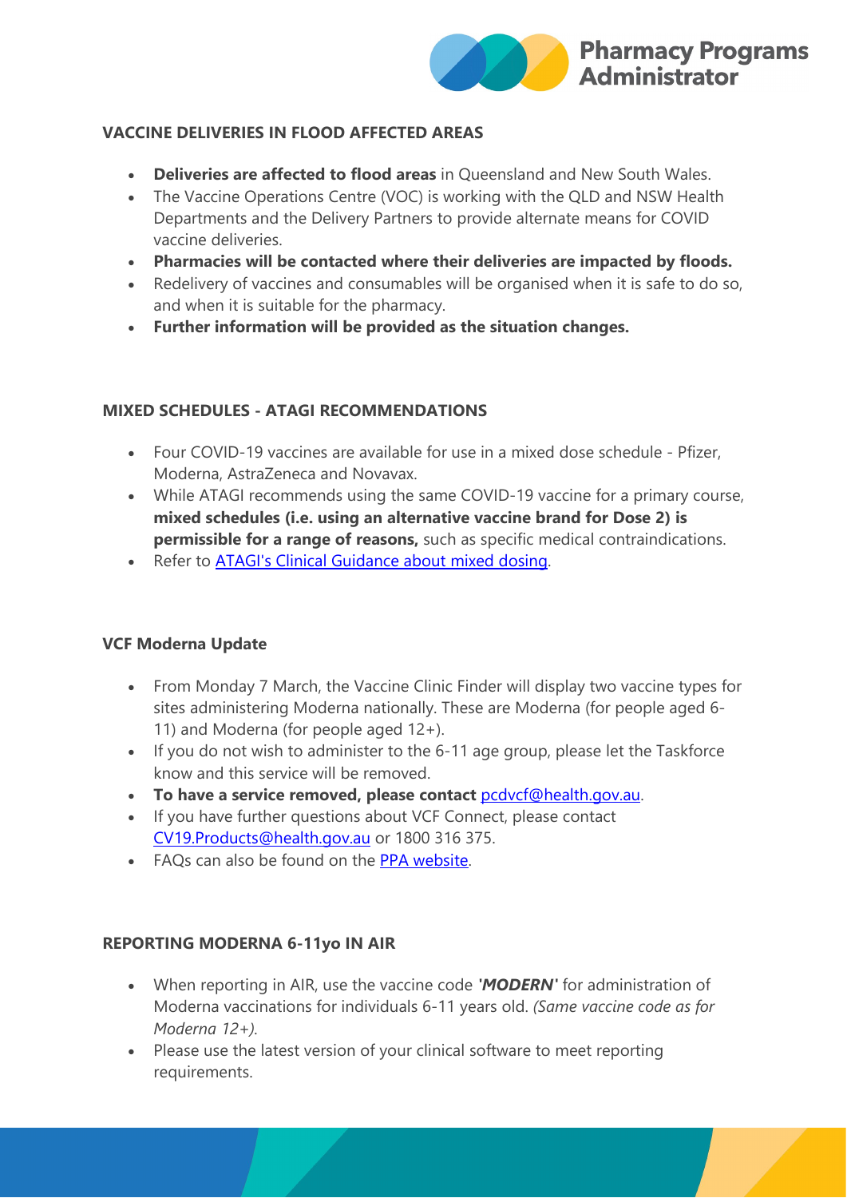## VACCINE DELIVERIES IN FLOOD AFFECTED AREAS

- **Deliveries are affected to flood areas** in Queensland and New South Wales.
- The Vaccine Operations Centre (VOC) is working with the QLD and NSW Health Departments and the Delivery Partners to provide alternate means for COVID vaccine deliveries.
- **Pharmacies will be contacted where their deliveries are impacted by floods.**
- Redelivery of vaccines and consumables will be organised when it is safe to do so, and when it is suitable for the pharmacy.
- **Further information will be provided as the situation changes.**

## MIXED SCHEDULES - ATAGI RECOMMENDATIONS

- Four COVID-19 vaccines are available for use in a mixed dose schedule - Pfizer, Moderna, AstraZeneca and Novavax.
- While ATAGI recommends using the same COVID-19 vaccine for a primary course, **mixed schedules (i.e. using an alternative vaccine brand for Dose 2) is permissible for a range of reasons,** such as specific medical contraindications.
- Refer to ATAGI's Clinical Guidance about mixed dosing.

## VCF Moderna Update

- From Monday 7 March, the Vaccine Clinic Finder will display two vaccine types for sites administering Moderna nationally. These are Moderna (for people aged 6-11) and Moderna (for people aged 12+).
- If you do not wish to administer to the 6-11 age group, please let the Taskforce know and this service will be removed.
- **To have a service removed, please contact** pcdvcf@health.gov.au.
- If you have further questions about VCF Connect, please contact CV19.Products@health.gov.au or 1800 316 375.
- FAQs can also be found on the PPA website.

## REPORTING MODERNA 6-11yo IN AIR

- When reporting in AIR, use the vaccine code ***'MODERN'*** for administration of Moderna vaccinations for individuals 6-11 years old. *(Same vaccine code as for Moderna 12+).*
- Please use the latest version of your clinical software to meet reporting requirements.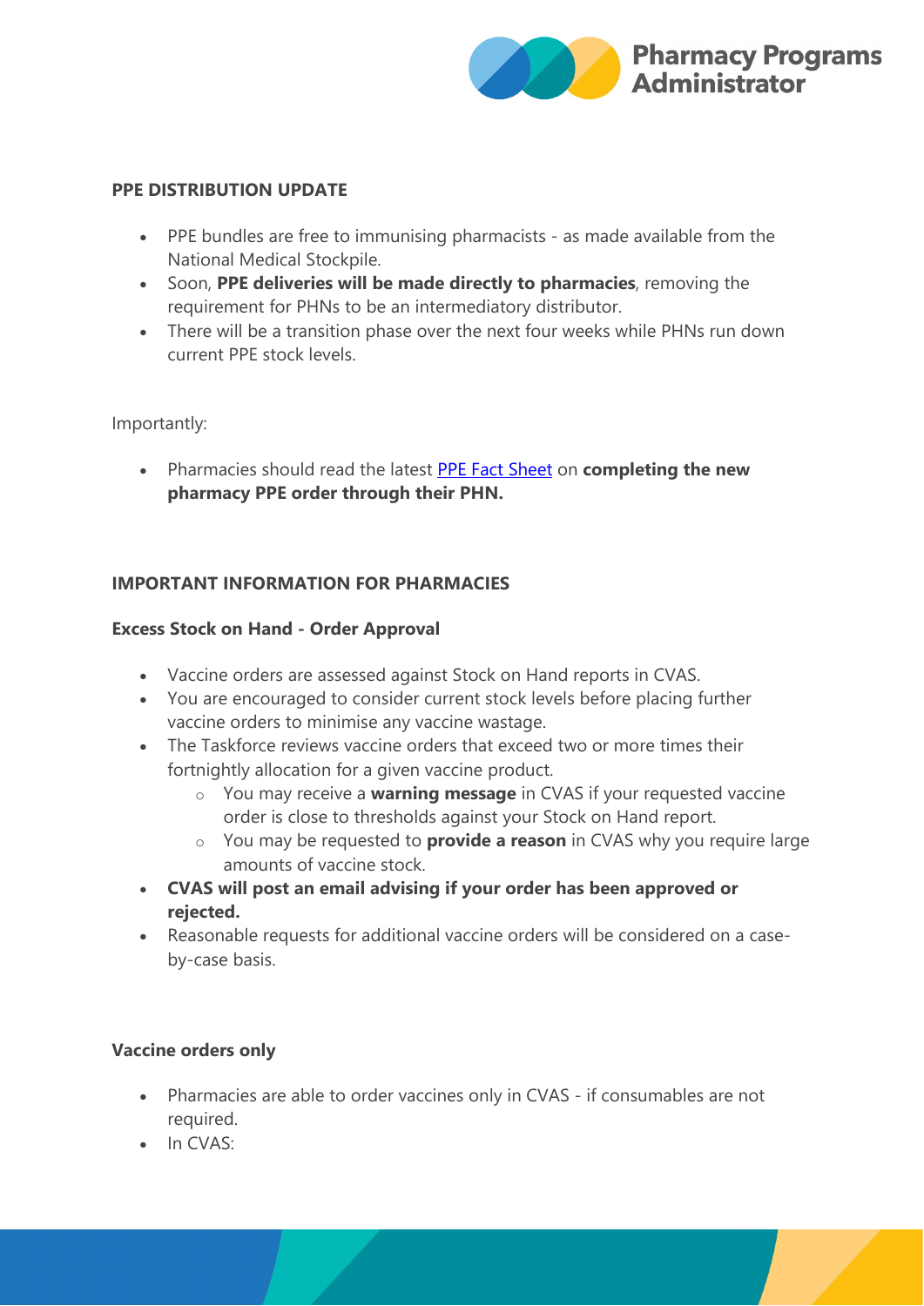## PPE DISTRIBUTION UPDATE

- PPE bundles are free to immunising pharmacists - as made available from the National Medical Stockpile.
- Soon, **PPE deliveries will be made directly to pharmacies**, removing the requirement for PHNs to be an intermediatory distributor.
- There will be a transition phase over the next four weeks while PHNs run down current PPE stock levels.

Importantly:

- Pharmacies should read the latest [PPE Fact Sheet]() on **completing the new pharmacy PPE order through their PHN.**

## IMPORTANT INFORMATION FOR PHARMACIES

### Excess Stock on Hand - Order Approval

- Vaccine orders are assessed against Stock on Hand reports in CVAS.
- You are encouraged to consider current stock levels before placing further vaccine orders to minimise any vaccine wastage.
- The Taskforce reviews vaccine orders that exceed two or more times their fortnightly allocation for a given vaccine product.
  - You may receive a **warning message** in CVAS if your requested vaccine order is close to thresholds against your Stock on Hand report.
  - You may be requested to **provide a reason** in CVAS why you require large amounts of vaccine stock.
- **CVAS will post an email advising if your order has been approved or rejected.**
- Reasonable requests for additional vaccine orders will be considered on a case-by-case basis.

### Vaccine orders only

- Pharmacies are able to order vaccines only in CVAS - if consumables are not required.
- In CVAS: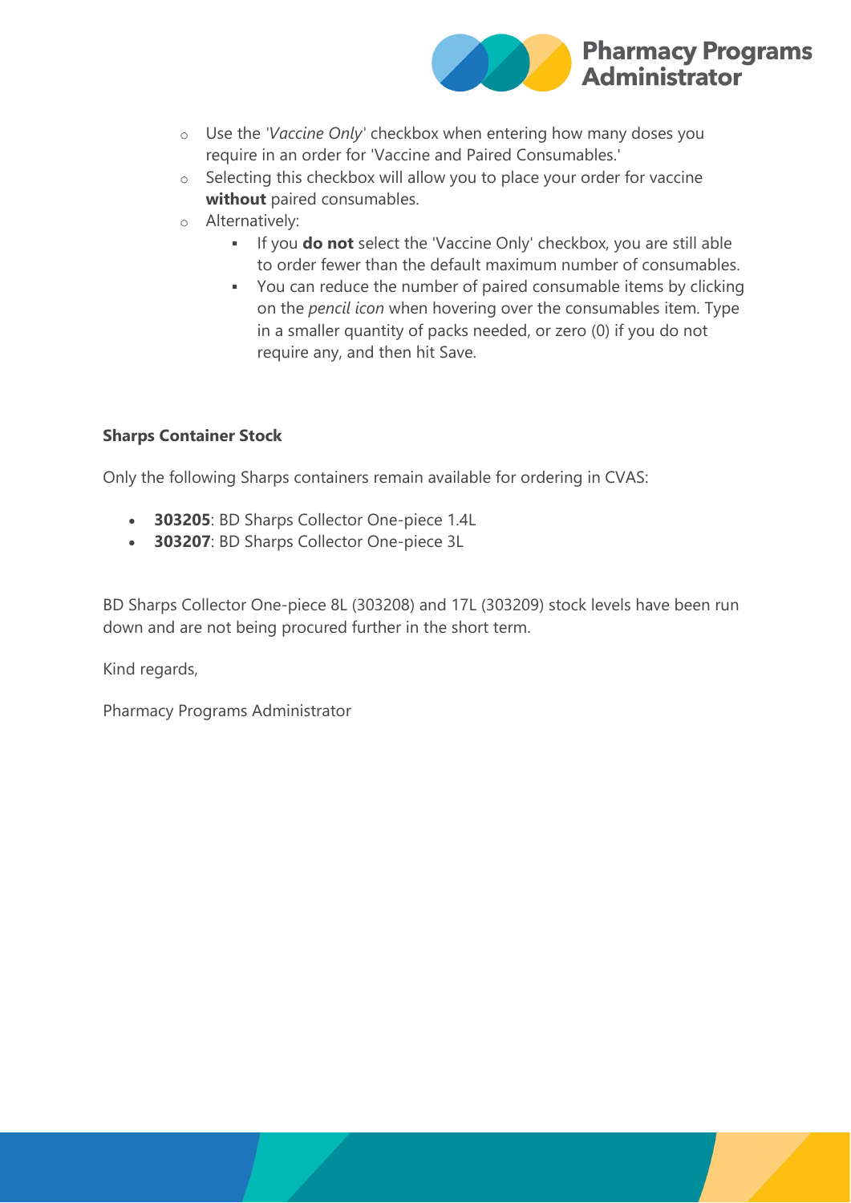- Use the '*Vaccine Only*' checkbox when entering how many doses you require in an order for 'Vaccine and Paired Consumables.'
- Selecting this checkbox will allow you to place your order for vaccine **without** paired consumables.
- Alternatively:
  - If you **do not** select the 'Vaccine Only' checkbox, you are still able to order fewer than the default maximum number of consumables.
  - You can reduce the number of paired consumable items by clicking on the *pencil icon* when hovering over the consumables item. Type in a smaller quantity of packs needed, or zero (0) if you do not require any, and then hit Save.

**Sharps Container Stock**

Only the following Sharps containers remain available for ordering in CVAS:

- **303205**: BD Sharps Collector One-piece 1.4L
- **303207**: BD Sharps Collector One-piece 3L

BD Sharps Collector One-piece 8L (303208) and 17L (303209) stock levels have been run down and are not being procured further in the short term.

Kind regards,

Pharmacy Programs Administrator